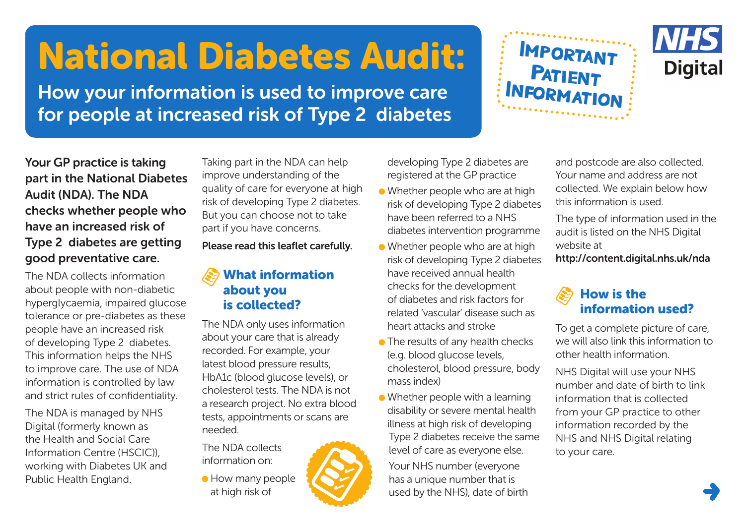# National Diabetes Audit:

## How your information is used to improve care for people at increased risk of Type 2 diabetes

IMPORTANT PATIENT INFORMATION

NHS Digital

**Your GP practice is taking part in the National Diabetes Audit (NDA). The NDA checks whether people who have an increased risk of Type 2 diabetes are getting good preventative care.**

The NDA collects information about people with non-diabetic hyperglycaemia, impaired glucose tolerance or pre-diabetes as these people have an increased risk of developing Type 2 diabetes. This information helps the NHS to improve care. The use of NDA information is controlled by law and strict rules of confidentiality.

The NDA is managed by NHS Digital (formerly known as the Health and Social Care Information Centre (HSCIC)), working with Diabetes UK and Public Health England.

Taking part in the NDA can help improve understanding of the quality of care for everyone at high risk of developing Type 2 diabetes. But you can choose not to take part if you have concerns.

**Please read this leaflet carefully.**

### What information about you is collected?

The NDA only uses information about your care that is already recorded. For example, your latest blood pressure results, HbA1c (blood glucose levels), or cholesterol tests. The NDA is not a research project. No extra blood tests, appointments or scans are needed.

The NDA collects information on:

- How many people at high risk of developing Type 2 diabetes are registered at the GP practice
- Whether people who are at high risk of developing Type 2 diabetes have been referred to a NHS diabetes intervention programme
- Whether people who are at high risk of developing Type 2 diabetes have received annual health checks for the development of diabetes and risk factors for related 'vascular' disease such as heart attacks and stroke
- The results of any health checks (e.g. blood glucose levels, cholesterol, blood pressure, body mass index)
- Whether people with a learning disability or severe mental health illness at high risk of developing Type 2 diabetes receive the same level of care as everyone else.

Your NHS number (everyone has a unique number that is used by the NHS), date of birth and postcode are also collected. Your name and address are not collected. We explain below how this information is used.

The type of information used in the audit is listed on the NHS Digital website at **http://content.digital.nhs.uk/nda**

### How is the information used?

To get a complete picture of care, we will also link this information to other health information.

NHS Digital will use your NHS number and date of birth to link information that is collected from your GP practice to other information recorded by the NHS and NHS Digital relating to your care.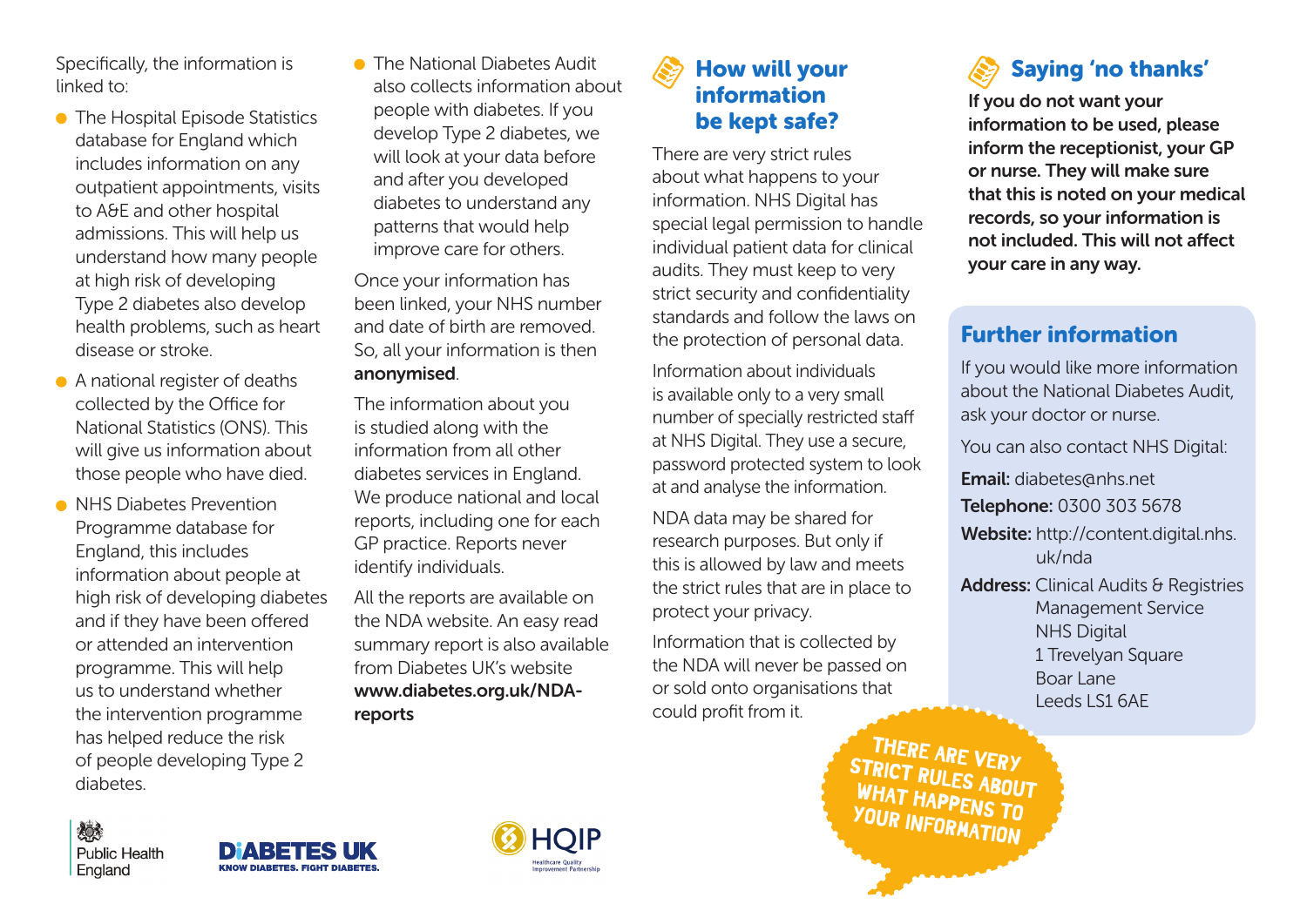Specifically, the information is linked to:

- The Hospital Episode Statistics database for England which includes information on any outpatient appointments, visits to A&E and other hospital admissions. This will help us understand how many people at high risk of developing Type 2 diabetes also develop health problems, such as heart disease or stroke.
- A national register of deaths collected by the Office for National Statistics (ONS). This will give us information about those people who have died.
- NHS Diabetes Prevention Programme database for England, this includes information about people at high risk of developing diabetes and if they have been offered or attended an intervention programme. This will help us to understand whether the intervention programme has helped reduce the risk of people developing Type 2 diabetes.
- The National Diabetes Audit also collects information about people with diabetes. If you develop Type 2 diabetes, we will look at your data before and after you developed diabetes to understand any patterns that would help improve care for others.

Once your information has been linked, your NHS number and date of birth are removed. So, all your information is then **anonymised**.

The information about you is studied along with the information from all other diabetes services in England. We produce national and local reports, including one for each GP practice. Reports never identify individuals.

All the reports are available on the NDA website. An easy read summary report is also available from Diabetes UK's website **www.diabetes.org.uk/NDA-reports**

## How will your information be kept safe?

There are very strict rules about what happens to your information. NHS Digital has special legal permission to handle individual patient data for clinical audits. They must keep to very strict security and confidentiality standards and follow the laws on the protection of personal data.

Information about individuals is available only to a very small number of specially restricted staff at NHS Digital. They use a secure, password protected system to look at and analyse the information.

NDA data may be shared for research purposes. But only if this is allowed by law and meets the strict rules that are in place to protect your privacy.

Information that is collected by the NDA will never be passed on or sold onto organisations that could profit from it.

THERE ARE VERY STRICT RULES ABOUT WHAT HAPPENS TO YOUR INFORMATION

## Saying 'no thanks'

**If you do not want your information to be used, please inform the receptionist, your GP or nurse. They will make sure that this is noted on your medical records, so your information is not included. This will not affect your care in any way.**

## Further information

If you would like more information about the National Diabetes Audit, ask your doctor or nurse.

You can also contact NHS Digital:

**Email:** diabetes@nhs.net

**Telephone:** 0300 303 5678

**Website:** http://content.digital.nhs.uk/nda

**Address:** Clinical Audits & Registries Management Service
NHS Digital
1 Trevelyan Square
Boar Lane
Leeds LS1 6AE

Public Health England

DIABETES UK
KNOW DIABETES. FIGHT DIABETES.

HQIP
Healthcare Quality Improvement Partnership